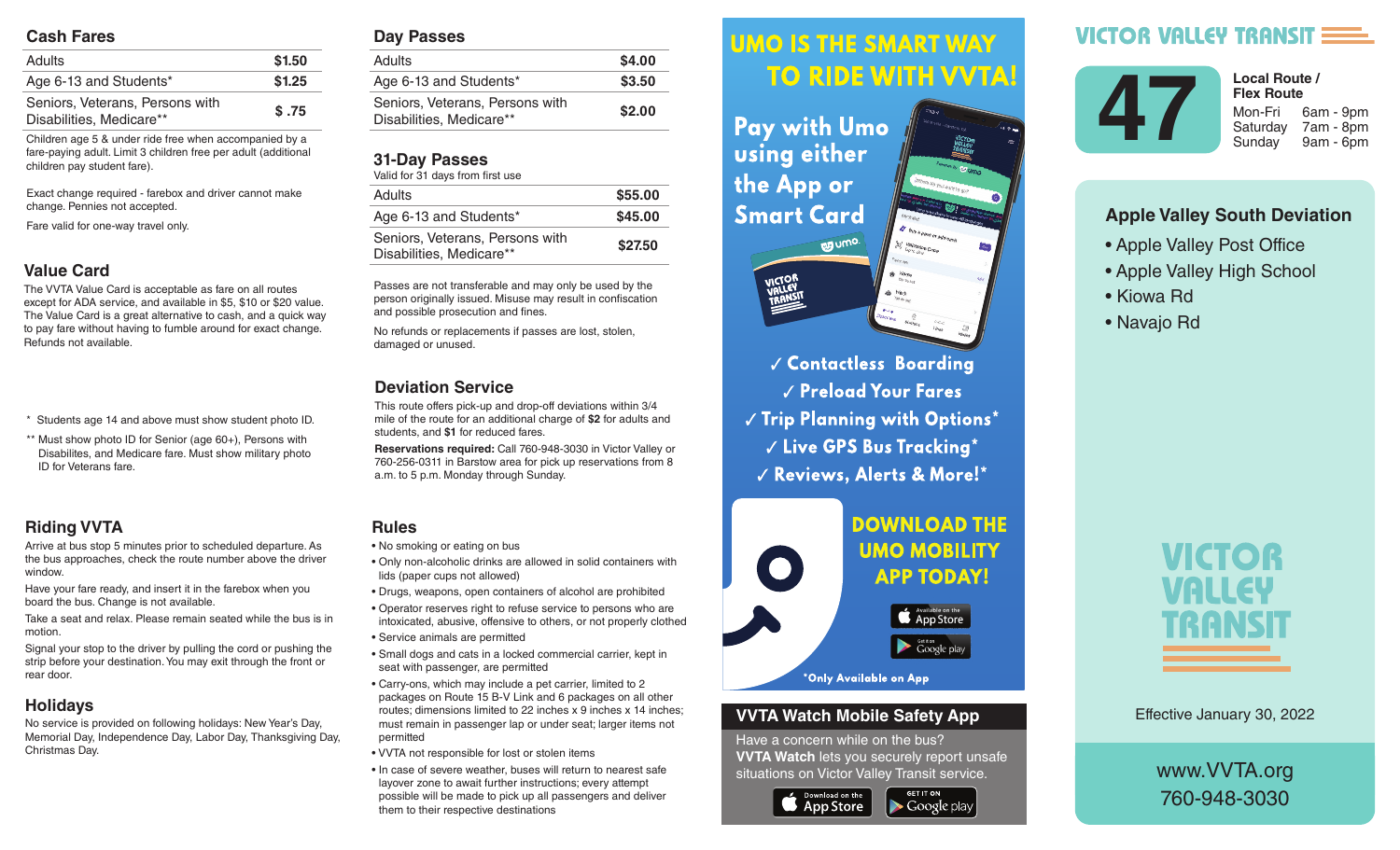## Cash Fares

| Adults | $1.50 |
|---|---|
| Age 6-13 and Students* | $1.25 |
| Seniors, Veterans, Persons with Disabilities, Medicare** | $ .75 |

Children age 5 & under ride free when accompanied by a fare-paying adult. Limit 3 children free per adult (additional children pay student fare).

Exact change required - farebox and driver cannot make change. Pennies not accepted.

Fare valid for one-way travel only.

## Value Card

The VVTA Value Card is acceptable as fare on all routes except for ADA service, and available in $5, $10 or $20 value. The Value Card is a great alternative to cash, and a quick way to pay fare without having to fumble around for exact change. Refunds not available.

\* Students age 14 and above must show student photo ID.

\*\* Must show photo ID for Senior (age 60+), Persons with Disabilites, and Medicare fare. Must show military photo ID for Veterans fare.

## Riding VVTA

Arrive at bus stop 5 minutes prior to scheduled departure. As the bus approaches, check the route number above the driver window.

Have your fare ready, and insert it in the farebox when you board the bus. Change is not available.

Take a seat and relax. Please remain seated while the bus is in motion.

Signal your stop to the driver by pulling the cord or pushing the strip before your destination. You may exit through the front or rear door.

## Holidays

No service is provided on following holidays: New Year's Day, Memorial Day, Independence Day, Labor Day, Thanksgiving Day, Christmas Day.

## Day Passes

| Adults | $4.00 |
|---|---|
| Age 6-13 and Students* | $3.50 |
| Seniors, Veterans, Persons with Disabilities, Medicare** | $2.00 |

## 31-Day Passes

Valid for 31 days from first use

| Adults | $55.00 |
|---|---|
| Age 6-13 and Students* | $45.00 |
| Seniors, Veterans, Persons with Disabilities, Medicare** | $27.50 |

Passes are not transferable and may only be used by the person originally issued. Misuse may result in confiscation and possible prosecution and fines.

No refunds or replacements if passes are lost, stolen, damaged or unused.

## Deviation Service

This route offers pick-up and drop-off deviations within 3/4 mile of the route for an additional charge of **$2** for adults and students, and **$1** for reduced fares.

**Reservations required:** Call 760-948-3030 in Victor Valley or 760-256-0311 in Barstow area for pick up reservations from 8 a.m. to 5 p.m. Monday through Sunday.

## Rules

- No smoking or eating on bus
- Only non-alcoholic drinks are allowed in solid containers with lids (paper cups not allowed)
- Drugs, weapons, open containers of alcohol are prohibited
- Operator reserves right to refuse service to persons who are intoxicated, abusive, offensive to others, or not properly clothed
- Service animals are permitted
- Small dogs and cats in a locked commercial carrier, kept in seat with passenger, are permitted
- Carry-ons, which may include a pet carrier, limited to 2 packages on Route 15 B-V Link and 6 packages on all other routes; dimensions limited to 22 inches x 9 inches x 14 inches; must remain in passenger lap or under seat; larger items not permitted
- VVTA not responsible for lost or stolen items
- In case of severe weather, buses will return to nearest safe layover zone to await further instructions; every attempt possible will be made to pick up all passengers and deliver them to their respective destinations

## UMO IS THE SMART WAY TO RIDE WITH VVTA!

Pay with Umo using either the App or Smart Card

✓ Contactless Boarding
✓ Preload Your Fares
✓ Trip Planning with Options*
✓ Live GPS Bus Tracking*
✓ Reviews, Alerts & More!*

DOWNLOAD THE UMO MOBILITY APP TODAY!

Available on the App Store | Get it on Google play

*Only Available on App

## VVTA Watch Mobile Safety App

Have a concern while on the bus? **VVTA Watch** lets you securely report unsafe situations on Victor Valley Transit service.

Download on the App Store | GET IT ON Google play

# VICTOR VALLEY TRANSIT

# 47

**Local Route / Flex Route**

| Mon-Fri | 6am - 9pm |
|---|---|
| Saturday | 7am - 8pm |
| Sunday | 9am - 6pm |

## Apple Valley South Deviation

- Apple Valley Post Office
- Apple Valley High School
- Kiowa Rd
- Navajo Rd

VICTOR VALLEY TRANSIT

Effective January 30, 2022

www.VVTA.org
760-948-3030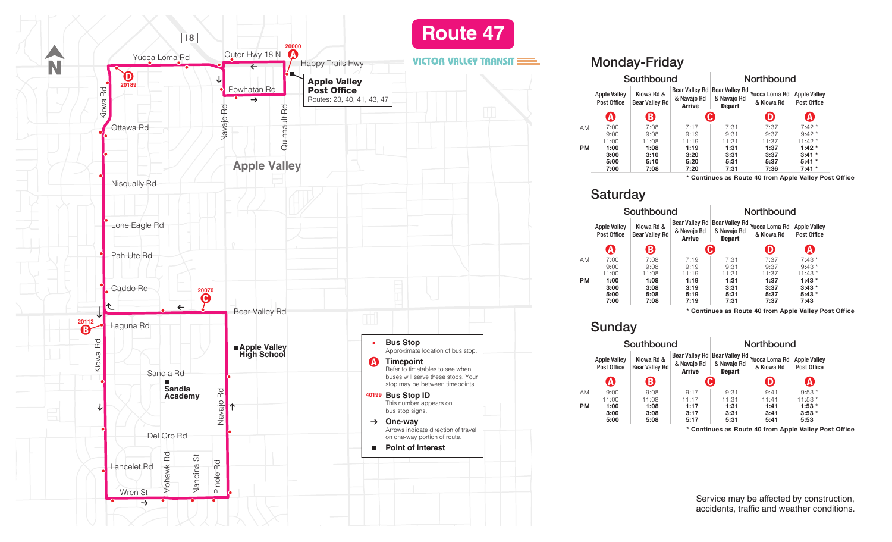# Route 47

VICTOR VALLEY TRANSIT

Apple Valley Post Office
Routes: 23, 40, 41, 43, 47

Bus Stop
Approximate location of bus stop.

Timepoint
Refer to timetables to see when buses will serve these stops. Your stop may be between timepoints.

40199 Bus Stop ID
This number appears on bus stop signs.

One-way
Arrows indicate direction of travel on one-way portion of route.

Point of Interest

## Monday-Friday

| | Southbound | | | Northbound | | |
|---|---|---|---|---|---|---|
| | Apple Valley Post Office (A) | Kiowa Rd & Bear Valley Rd (B) | Bear Valley Rd & Navajo Rd Arrive (C) | Bear Valley Rd & Navajo Rd Depart (C) | Yucca Loma Rd & Kiowa Rd (D) | Apple Valley Post Office (A) |
| AM | 7:00 | 7:08 | 7:17 | 7:31 | 7:37 | 7:42 * |
| | 9:00 | 9:08 | 9:19 | 9:31 | 9:37 | 9:42 * |
| | 11:00 | 11:08 | 11:19 | 11:31 | 11:37 | 11:42 * |
| PM | **1:00** | **1:08** | **1:19** | **1:31** | **1:37** | **1:42 *** |
| | **3:00** | **3:10** | **3:20** | **3:31** | **3:37** | **3:41 *** |
| | **5:00** | **5:10** | **5:20** | **5:31** | **5:37** | **5:41 *** |
| | **7:00** | **7:08** | **7:20** | **7:31** | **7:36** | **7:41 *** |

**\* Continues as Route 40 from Apple Valley Post Office**

## Saturday

| | Southbound | | | Northbound | | |
|---|---|---|---|---|---|---|
| | Apple Valley Post Office (A) | Kiowa Rd & Bear Valley Rd (B) | Bear Valley Rd & Navajo Rd Arrive (C) | Bear Valley Rd & Navajo Rd Depart (C) | Yucca Loma Rd & Kiowa Rd (D) | Apple Valley Post Office (A) |
| AM | 7:00 | 7:08 | 7:19 | 7:31 | 7:37 | 7:43 * |
| | 9:00 | 9:08 | 9:19 | 9:31 | 9:37 | 9:43 * |
| | 11:00 | 11:08 | 11:19 | 11:31 | 11:37 | 11:43 * |
| PM | **1:00** | **1:08** | **1:19** | **1:31** | **1:37** | **1:43 *** |
| | **3:00** | **3:08** | **3:19** | **3:31** | **3:37** | **3:43 *** |
| | **5:00** | **5:08** | **5:19** | **5:31** | **5:37** | **5:43 *** |
| | **7:00** | **7:08** | **7:19** | **7:31** | **7:37** | **7:43** |

**\* Continues as Route 40 from Apple Valley Post Office**

## Sunday

| | Southbound | | | Northbound | | |
|---|---|---|---|---|---|---|
| | Apple Valley Post Office (A) | Kiowa Rd & Bear Valley Rd (B) | Bear Valley Rd & Navajo Rd Arrive (C) | Bear Valley Rd & Navajo Rd Depart (C) | Yucca Loma Rd & Kiowa Rd (D) | Apple Valley Post Office (A) |
| AM | 9:00 | 9:08 | 9:17 | 9:31 | 9:41 | 9:53 * |
| | 11:00 | 11:08 | 11:17 | 11:31 | 11:41 | 11:53 * |
| PM | **1:00** | **1:08** | **1:17** | **1:31** | **1:41** | **1:53 *** |
| | **3:00** | **3:08** | **3:17** | **3:31** | **3:41** | **3:53 *** |
| | **5:00** | **5:08** | **5:17** | **5:31** | **5:41** | **5:53** |

**\* Continues as Route 40 from Apple Valley Post Office**

Service may be affected by construction, accidents, traffic and weather conditions.